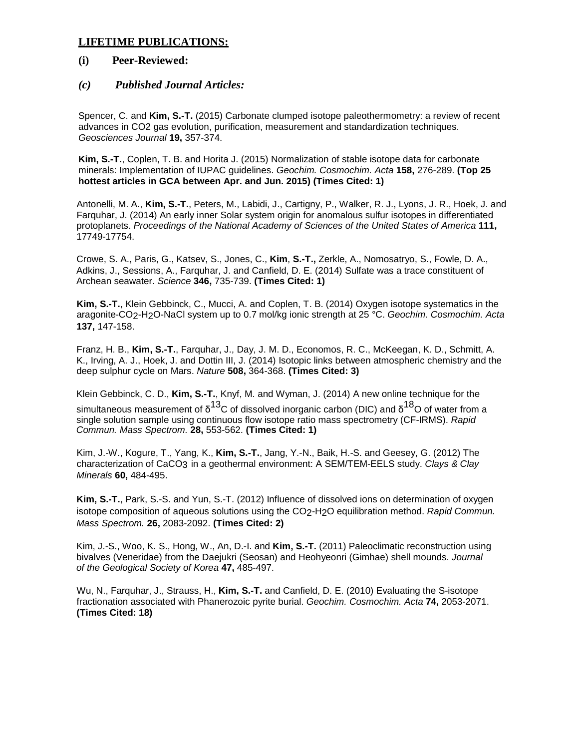## LIFETIME PUBLICATIONS:

### (i) Peer-Reviewed:

### *(c) Published Journal Articles:*

Spencer, C. and **Kim, S.-T.** (2015) Carbonate clumped isotope paleothermometry: a review of recent advances in CO2 gas evolution, purification, measurement and standardization techniques. *Geosciences Journal* **19,** 357-374.

**Kim, S.-T.**, Coplen, T. B. and Horita J. (2015) Normalization of stable isotope data for carbonate minerals: Implementation of IUPAC guidelines. *Geochim. Cosmochim. Acta* **158,** 276-289. **(Top 25 hottest articles in GCA between Apr. and Jun. 2015) (Times Cited: 1)**

Antonelli, M. A., **Kim, S.-T.**, Peters, M., Labidi, J., Cartigny, P., Walker, R. J., Lyons, J. R., Hoek, J. and Farquhar, J. (2014) An early inner Solar system origin for anomalous sulfur isotopes in differentiated protoplanets. *Proceedings of the National Academy of Sciences of the United States of America* **111,** 17749-17754.

Crowe, S. A., Paris, G., Katsev, S., Jones, C., **Kim**, **S.-T.,** Zerkle, A., Nomosatryo, S., Fowle, D. A., Adkins, J., Sessions, A., Farquhar, J. and Canfield, D. E. (2014) Sulfate was a trace constituent of Archean seawater. *Science* **346,** 735-739. **(Times Cited: 1)**

**Kim, S.-T.**, Klein Gebbinck, C., Mucci, A. and Coplen, T. B. (2014) Oxygen isotope systematics in the aragonite-$CO_2$-$H_2O$-NaCl system up to 0.7 mol/kg ionic strength at 25 °C. *Geochim. Cosmochim. Acta* **137,** 147-158.

Franz, H. B., **Kim, S.-T.**, Farquhar, J., Day, J. M. D., Economos, R. C., McKeegan, K. D., Schmitt, A. K., Irving, A. J., Hoek, J. and Dottin III, J. (2014) Isotopic links between atmospheric chemistry and the deep sulphur cycle on Mars. *Nature* **508,** 364-368. **(Times Cited: 3)**

Klein Gebbinck, C. D., **Kim, S.-T.**, Knyf, M. and Wyman, J. (2014) A new online technique for the simultaneous measurement of $\delta^{13}C$ of dissolved inorganic carbon (DIC) and $\delta^{18}O$ of water from a single solution sample using continuous flow isotope ratio mass spectrometry (CF-IRMS). *Rapid Commun. Mass Spectrom.* **28,** 553-562. **(Times Cited: 1)**

Kim, J.-W., Kogure, T., Yang, K., **Kim, S.-T.**, Jang, Y.-N., Baik, H.-S. and Geesey, G. (2012) The characterization of $CaCO_3$ in a geothermal environment: A SEM/TEM-EELS study. *Clays & Clay Minerals* **60,** 484-495.

**Kim, S.-T.**, Park, S.-S. and Yun, S.-T. (2012) Influence of dissolved ions on determination of oxygen isotope composition of aqueous solutions using the $CO_2$-$H_2O$ equilibration method. *Rapid Commun. Mass Spectrom.* **26,** 2083-2092. **(Times Cited: 2)**

Kim, J.-S., Woo, K. S., Hong, W., An, D.-I. and **Kim, S.-T.** (2011) Paleoclimatic reconstruction using bivalves (Veneridae) from the Daejukri (Seosan) and Heohyeonri (Gimhae) shell mounds. *Journal of the Geological Society of Korea* **47,** 485-497.

Wu, N., Farquhar, J., Strauss, H., **Kim, S.-T.** and Canfield, D. E. (2010) Evaluating the S-isotope fractionation associated with Phanerozoic pyrite burial. *Geochim. Cosmochim. Acta* **74,** 2053-2071. **(Times Cited: 18)**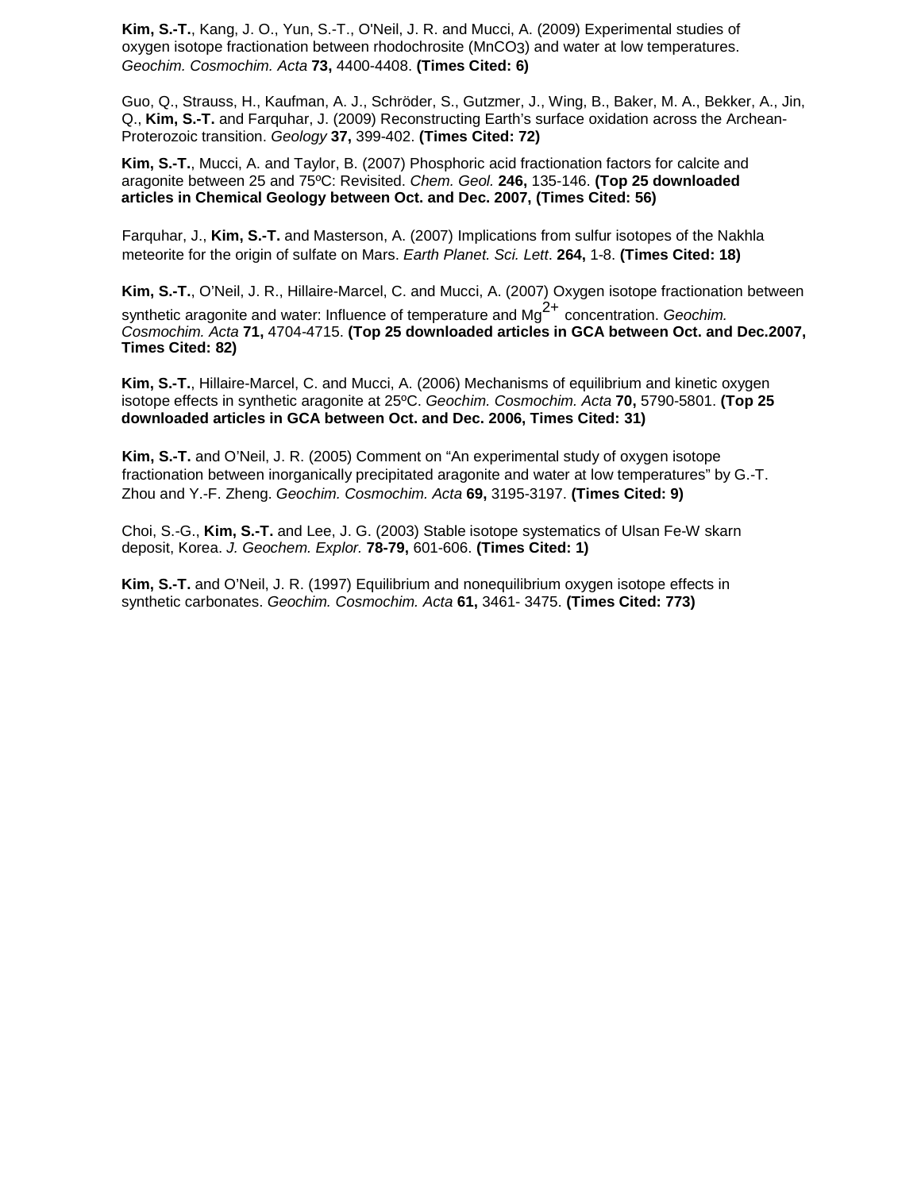**Kim, S.-T.**, Kang, J. O., Yun, S.-T., O'Neil, J. R. and Mucci, A. (2009) Experimental studies of oxygen isotope fractionation between rhodochrosite ($MnCO_3$) and water at low temperatures. *Geochim. Cosmochim. Acta* **73,** 4400-4408. **(Times Cited: 6)**

Guo, Q., Strauss, H., Kaufman, A. J., Schröder, S., Gutzmer, J., Wing, B., Baker, M. A., Bekker, A., Jin, Q., **Kim, S.-T.** and Farquhar, J. (2009) Reconstructing Earth's surface oxidation across the Archean-Proterozoic transition. *Geology* **37,** 399-402. **(Times Cited: 72)**

**Kim, S.-T.**, Mucci, A. and Taylor, B. (2007) Phosphoric acid fractionation factors for calcite and aragonite between 25 and 75ºC: Revisited. *Chem. Geol.* **246,** 135-146. **(Top 25 downloaded articles in Chemical Geology between Oct. and Dec. 2007, (Times Cited: 56)**

Farquhar, J., **Kim, S.-T.** and Masterson, A. (2007) Implications from sulfur isotopes of the Nakhla meteorite for the origin of sulfate on Mars. *Earth Planet. Sci. Lett*. **264,** 1-8. **(Times Cited: 18)**

**Kim, S.-T.**, O'Neil, J. R., Hillaire-Marcel, C. and Mucci, A. (2007) Oxygen isotope fractionation between synthetic aragonite and water: Influence of temperature and $Mg^{2+}$ concentration. *Geochim. Cosmochim. Acta* **71,** 4704-4715. **(Top 25 downloaded articles in GCA between Oct. and Dec.2007, Times Cited: 82)**

**Kim, S.-T.**, Hillaire-Marcel, C. and Mucci, A. (2006) Mechanisms of equilibrium and kinetic oxygen isotope effects in synthetic aragonite at 25ºC. *Geochim. Cosmochim. Acta* **70,** 5790-5801. **(Top 25 downloaded articles in GCA between Oct. and Dec. 2006, Times Cited: 31)**

**Kim, S.-T.** and O'Neil, J. R. (2005) Comment on "An experimental study of oxygen isotope fractionation between inorganically precipitated aragonite and water at low temperatures" by G.-T. Zhou and Y.-F. Zheng. *Geochim. Cosmochim. Acta* **69,** 3195-3197. **(Times Cited: 9)**

Choi, S.-G., **Kim, S.-T.** and Lee, J. G. (2003) Stable isotope systematics of Ulsan Fe-W skarn deposit, Korea. *J. Geochem. Explor.* **78-79,** 601-606. **(Times Cited: 1)**

**Kim, S.-T.** and O'Neil, J. R. (1997) Equilibrium and nonequilibrium oxygen isotope effects in synthetic carbonates. *Geochim. Cosmochim. Acta* **61,** 3461- 3475. **(Times Cited: 773)**